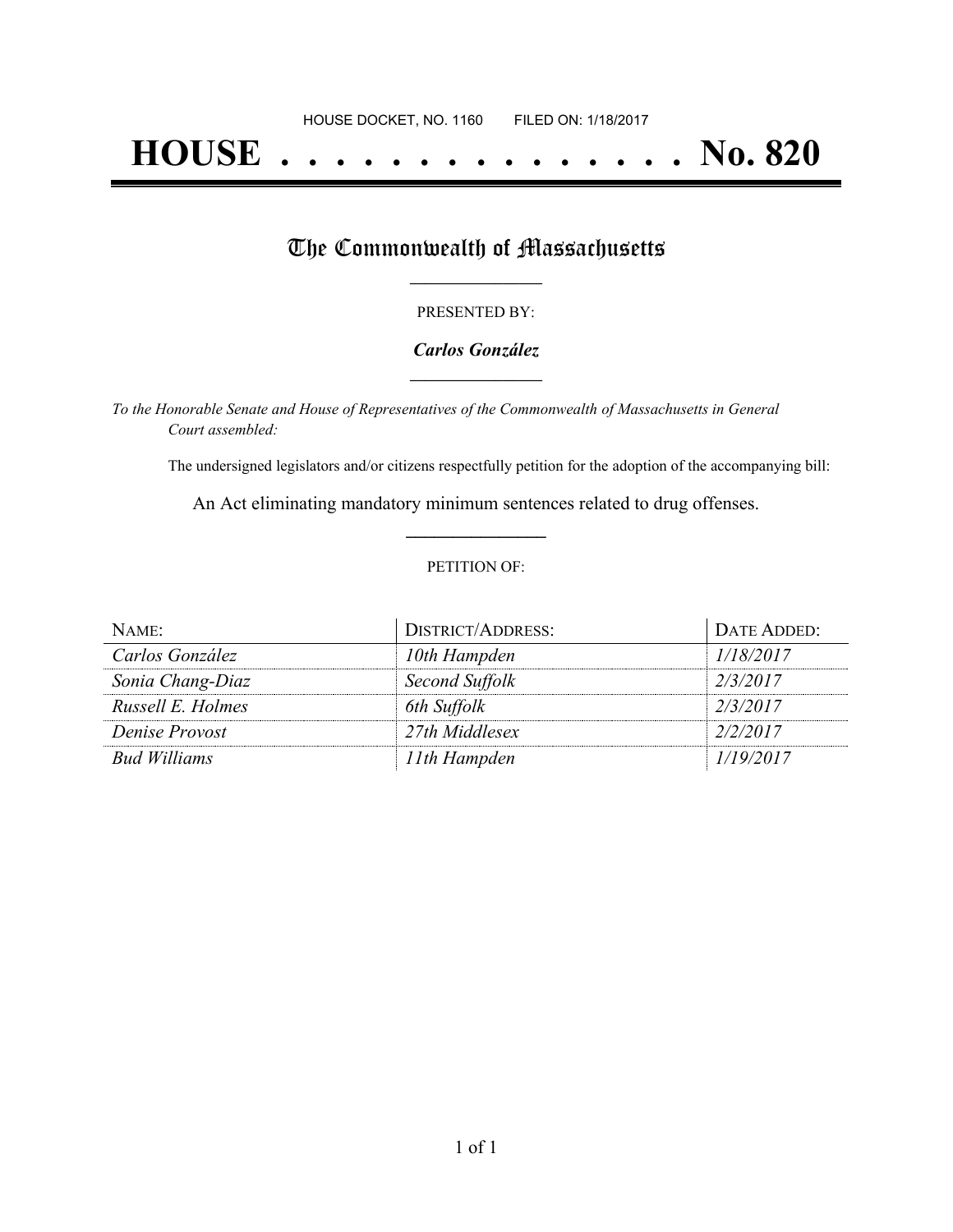HOUSE DOCKET, NO. 1160 FILED ON: 1/18/2017

# HOUSE . . . . . . . . . . . . . . . No. 820

## The Commonwealth of Massachusetts

PRESENTED BY:

***Carlos González***

*To the Honorable Senate and House of Representatives of the Commonwealth of Massachusetts in General Court assembled:*

The undersigned legislators and/or citizens respectfully petition for the adoption of the accompanying bill:

An Act eliminating mandatory minimum sentences related to drug offenses.

PETITION OF:

| NAME: | DISTRICT/ADDRESS: | DATE ADDED: |
|---|---|---|
| *Carlos González* | *10th Hampden* | *1/18/2017* |
| *Sonia Chang-Diaz* | *Second Suffolk* | *2/3/2017* |
| *Russell E. Holmes* | *6th Suffolk* | *2/3/2017* |
| *Denise Provost* | *27th Middlesex* | *2/2/2017* |
| *Bud Williams* | *11th Hampden* | *1/19/2017* |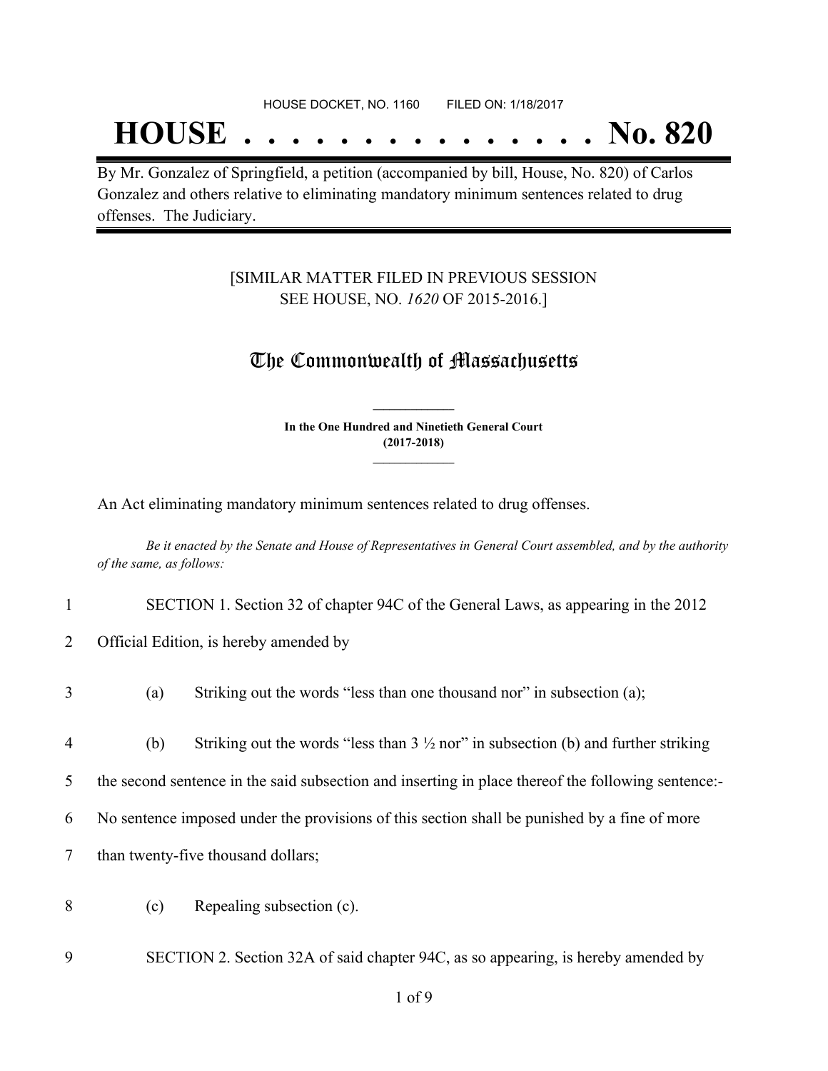HOUSE DOCKET, NO. 1160        FILED ON: 1/18/2017

# HOUSE . . . . . . . . . . . . . . . No. 820

By Mr. Gonzalez of Springfield, a petition (accompanied by bill, House, No. 820) of Carlos Gonzalez and others relative to eliminating mandatory minimum sentences related to drug offenses. The Judiciary.

[SIMILAR MATTER FILED IN PREVIOUS SESSION SEE HOUSE, NO. *1620* OF 2015-2016.]

## The Commonwealth of Massachusetts

**In the One Hundred and Ninetieth General Court (2017-2018)**

An Act eliminating mandatory minimum sentences related to drug offenses.

*Be it enacted by the Senate and House of Representatives in General Court assembled, and by the authority of the same, as follows:*

1 SECTION 1. Section 32 of chapter 94C of the General Laws, as appearing in the 2012
2 Official Edition, is hereby amended by

3 (a) Striking out the words “less than one thousand nor” in subsection (a);

4 (b) Striking out the words “less than 3 ½ nor” in subsection (b) and further striking
5 the second sentence in the said subsection and inserting in place thereof the following sentence:-
6 No sentence imposed under the provisions of this section shall be punished by a fine of more
7 than twenty-five thousand dollars;

8 (c) Repealing subsection (c).

9 SECTION 2. Section 32A of said chapter 94C, as so appearing, is hereby amended by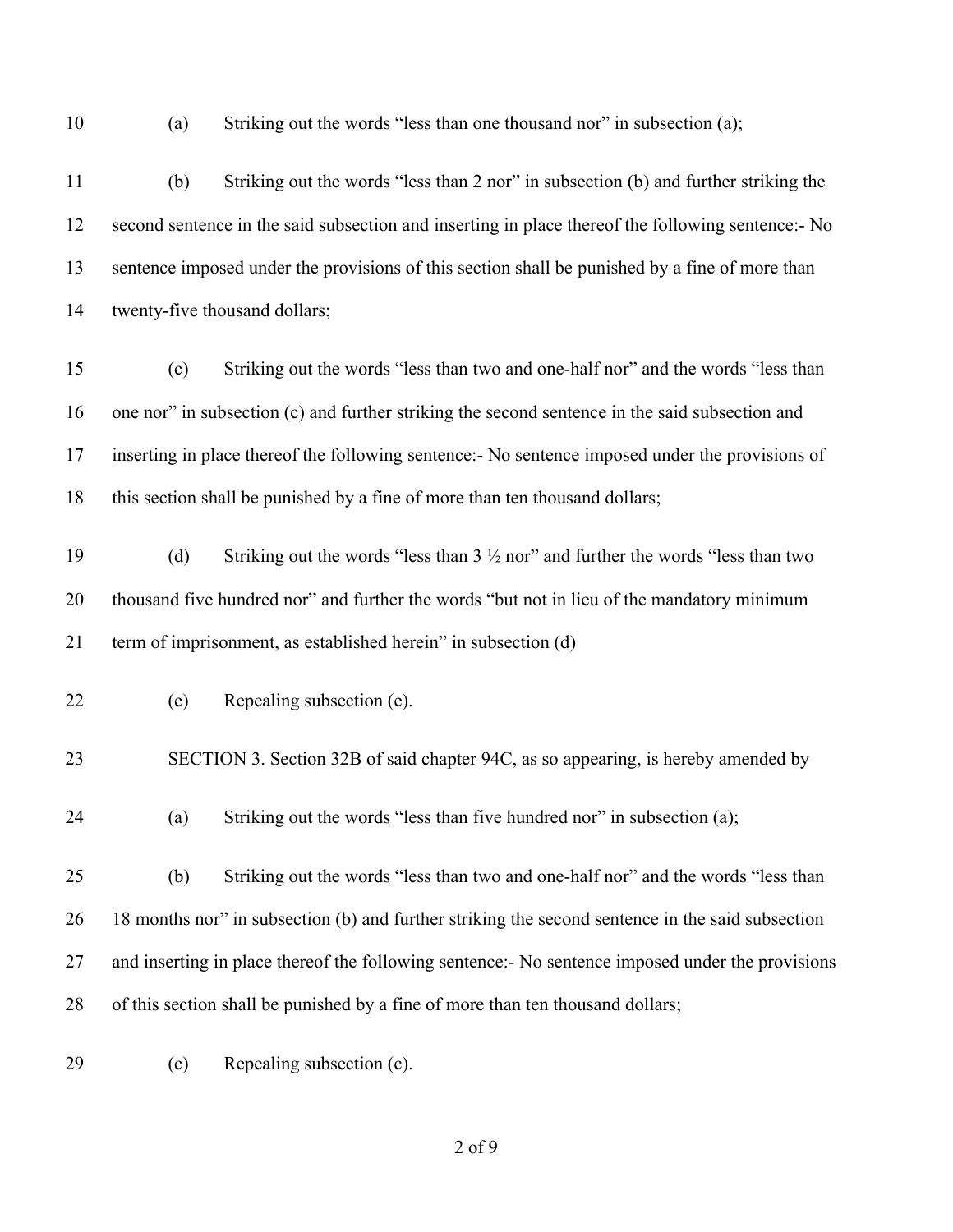(a) Striking out the words "less than one thousand nor" in subsection (a);

(b) Striking out the words "less than 2 nor" in subsection (b) and further striking the second sentence in the said subsection and inserting in place thereof the following sentence:- No sentence imposed under the provisions of this section shall be punished by a fine of more than twenty-five thousand dollars;

(c) Striking out the words "less than two and one-half nor" and the words "less than one nor" in subsection (c) and further striking the second sentence in the said subsection and inserting in place thereof the following sentence:- No sentence imposed under the provisions of this section shall be punished by a fine of more than ten thousand dollars;

(d) Striking out the words "less than 3 ½ nor" and further the words "less than two thousand five hundred nor" and further the words "but not in lieu of the mandatory minimum term of imprisonment, as established herein" in subsection (d)

(e) Repealing subsection (e).

SECTION 3. Section 32B of said chapter 94C, as so appearing, is hereby amended by

(a) Striking out the words "less than five hundred nor" in subsection (a);

(b) Striking out the words "less than two and one-half nor" and the words "less than 18 months nor" in subsection (b) and further striking the second sentence in the said subsection and inserting in place thereof the following sentence:- No sentence imposed under the provisions of this section shall be punished by a fine of more than ten thousand dollars;

(c) Repealing subsection (c).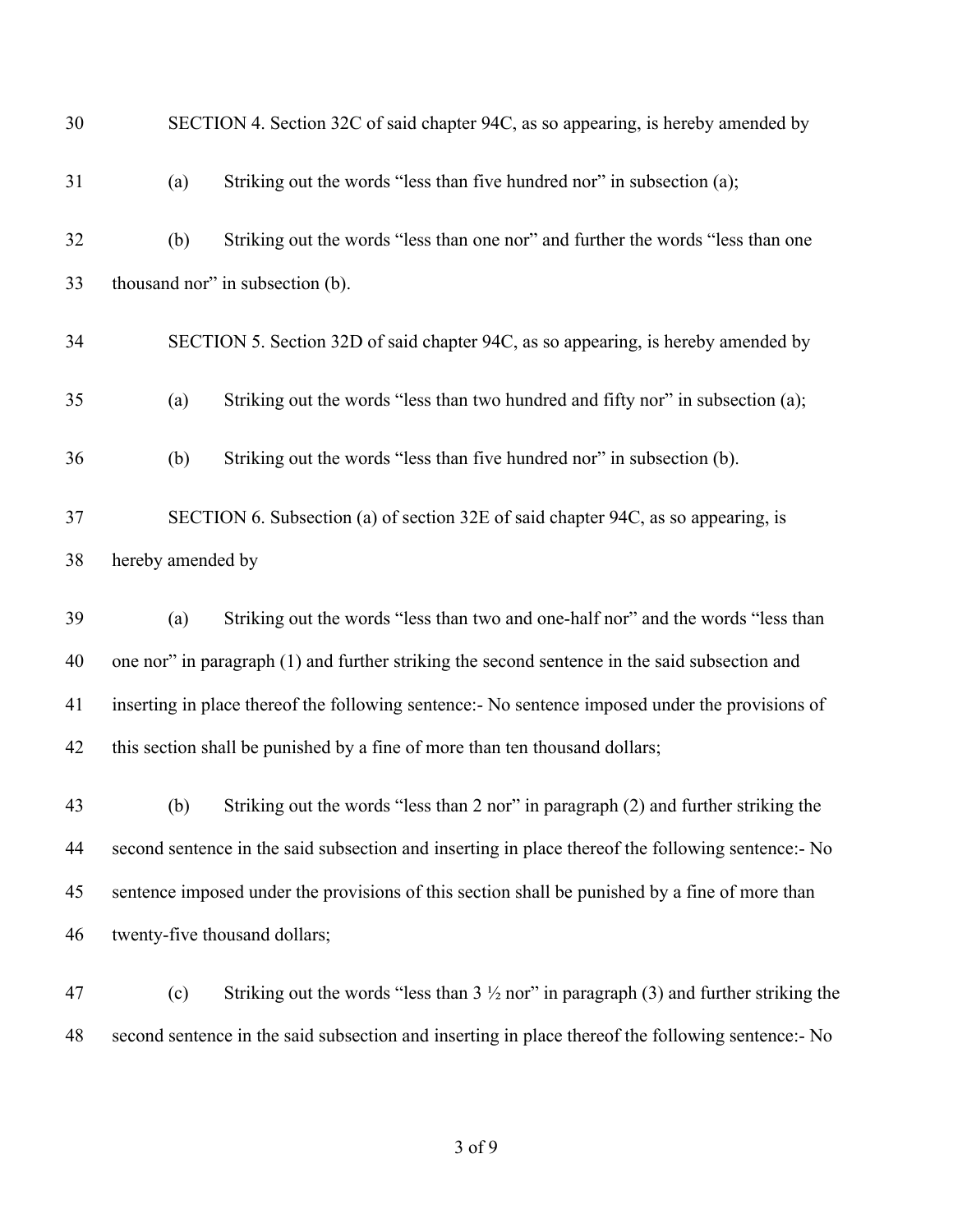SECTION 4. Section 32C of said chapter 94C, as so appearing, is hereby amended by

(a) Striking out the words "less than five hundred nor" in subsection (a);

(b) Striking out the words "less than one nor" and further the words "less than one thousand nor" in subsection (b).

SECTION 5. Section 32D of said chapter 94C, as so appearing, is hereby amended by

(a) Striking out the words "less than two hundred and fifty nor" in subsection (a);

(b) Striking out the words "less than five hundred nor" in subsection (b).

SECTION 6. Subsection (a) of section 32E of said chapter 94C, as so appearing, is hereby amended by

(a) Striking out the words "less than two and one-half nor" and the words "less than one nor" in paragraph (1) and further striking the second sentence in the said subsection and inserting in place thereof the following sentence:- No sentence imposed under the provisions of this section shall be punished by a fine of more than ten thousand dollars;

(b) Striking out the words "less than 2 nor" in paragraph (2) and further striking the second sentence in the said subsection and inserting in place thereof the following sentence:- No sentence imposed under the provisions of this section shall be punished by a fine of more than twenty-five thousand dollars;

(c) Striking out the words "less than 3 ½ nor" in paragraph (3) and further striking the second sentence in the said subsection and inserting in place thereof the following sentence:- No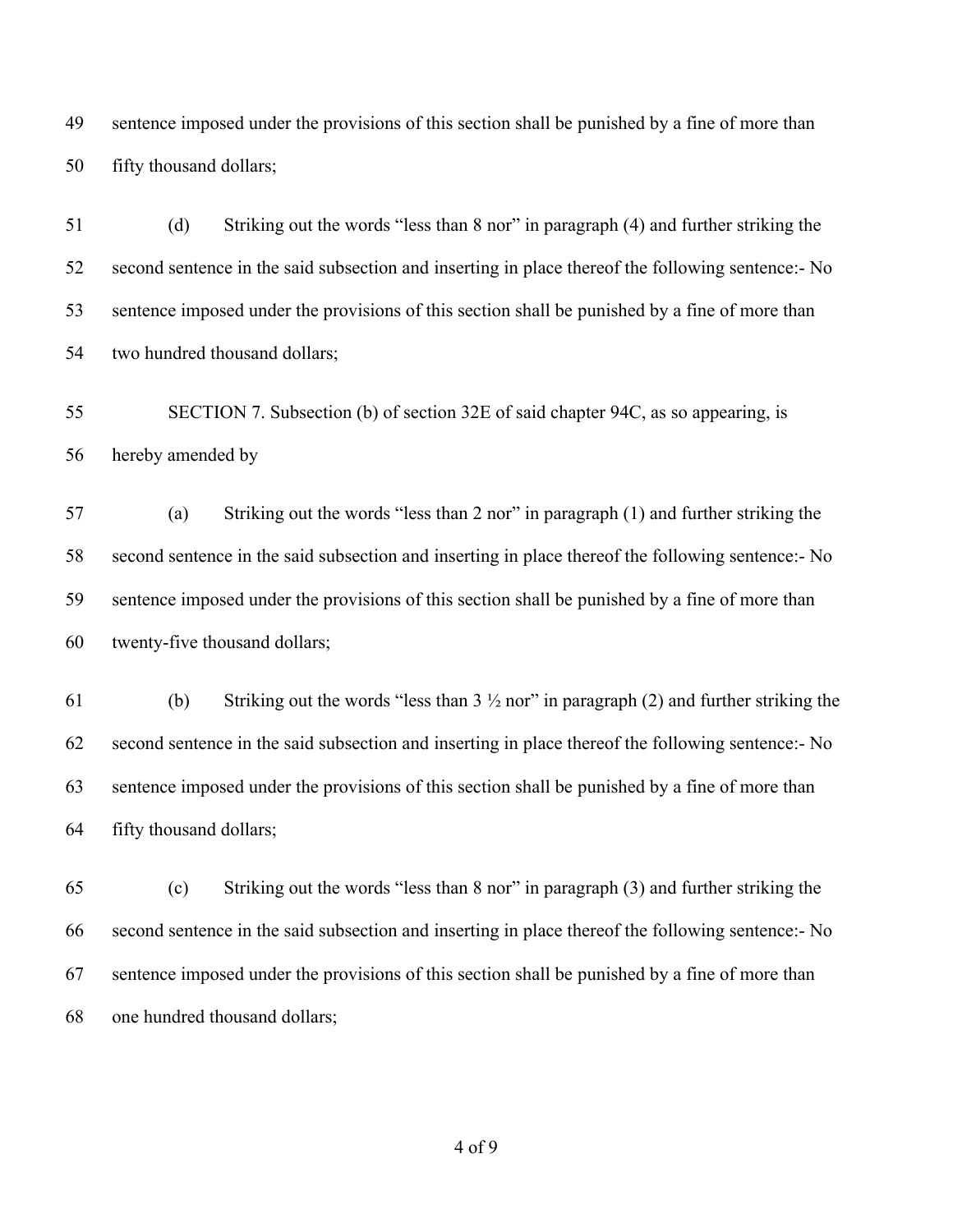sentence imposed under the provisions of this section shall be punished by a fine of more than fifty thousand dollars;

(d) Striking out the words "less than 8 nor" in paragraph (4) and further striking the second sentence in the said subsection and inserting in place thereof the following sentence:- No sentence imposed under the provisions of this section shall be punished by a fine of more than two hundred thousand dollars;

SECTION 7. Subsection (b) of section 32E of said chapter 94C, as so appearing, is hereby amended by

(a) Striking out the words "less than 2 nor" in paragraph (1) and further striking the second sentence in the said subsection and inserting in place thereof the following sentence:- No sentence imposed under the provisions of this section shall be punished by a fine of more than twenty-five thousand dollars;

(b) Striking out the words "less than 3 ½ nor" in paragraph (2) and further striking the second sentence in the said subsection and inserting in place thereof the following sentence:- No sentence imposed under the provisions of this section shall be punished by a fine of more than fifty thousand dollars;

(c) Striking out the words "less than 8 nor" in paragraph (3) and further striking the second sentence in the said subsection and inserting in place thereof the following sentence:- No sentence imposed under the provisions of this section shall be punished by a fine of more than one hundred thousand dollars;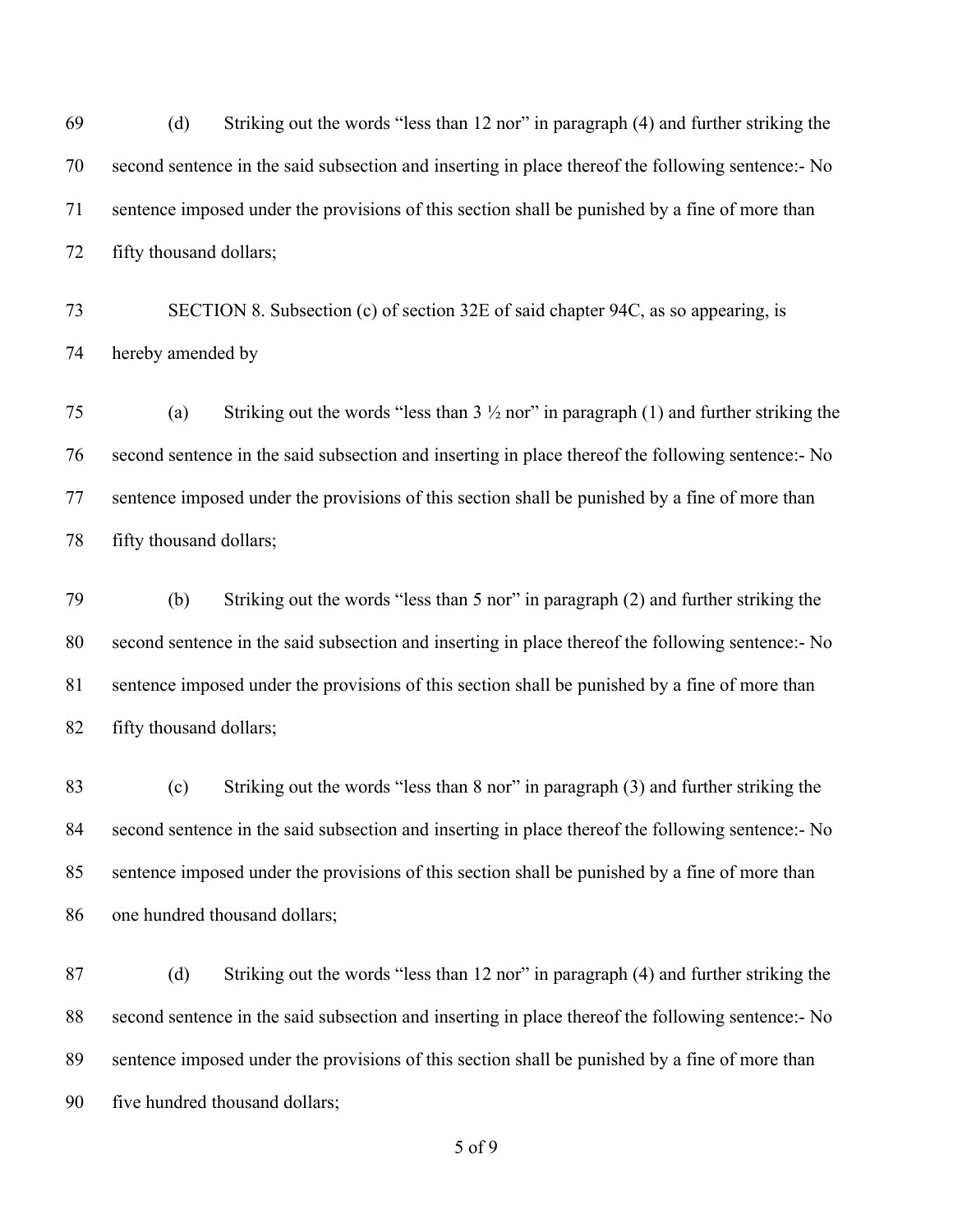(d) Striking out the words “less than 12 nor” in paragraph (4) and further striking the second sentence in the said subsection and inserting in place thereof the following sentence:- No sentence imposed under the provisions of this section shall be punished by a fine of more than fifty thousand dollars;

SECTION 8. Subsection (c) of section 32E of said chapter 94C, as so appearing, is hereby amended by

(a) Striking out the words “less than 3 ½ nor” in paragraph (1) and further striking the second sentence in the said subsection and inserting in place thereof the following sentence:- No sentence imposed under the provisions of this section shall be punished by a fine of more than fifty thousand dollars;

(b) Striking out the words “less than 5 nor” in paragraph (2) and further striking the second sentence in the said subsection and inserting in place thereof the following sentence:- No sentence imposed under the provisions of this section shall be punished by a fine of more than fifty thousand dollars;

(c) Striking out the words “less than 8 nor” in paragraph (3) and further striking the second sentence in the said subsection and inserting in place thereof the following sentence:- No sentence imposed under the provisions of this section shall be punished by a fine of more than one hundred thousand dollars;

(d) Striking out the words “less than 12 nor” in paragraph (4) and further striking the second sentence in the said subsection and inserting in place thereof the following sentence:- No sentence imposed under the provisions of this section shall be punished by a fine of more than five hundred thousand dollars;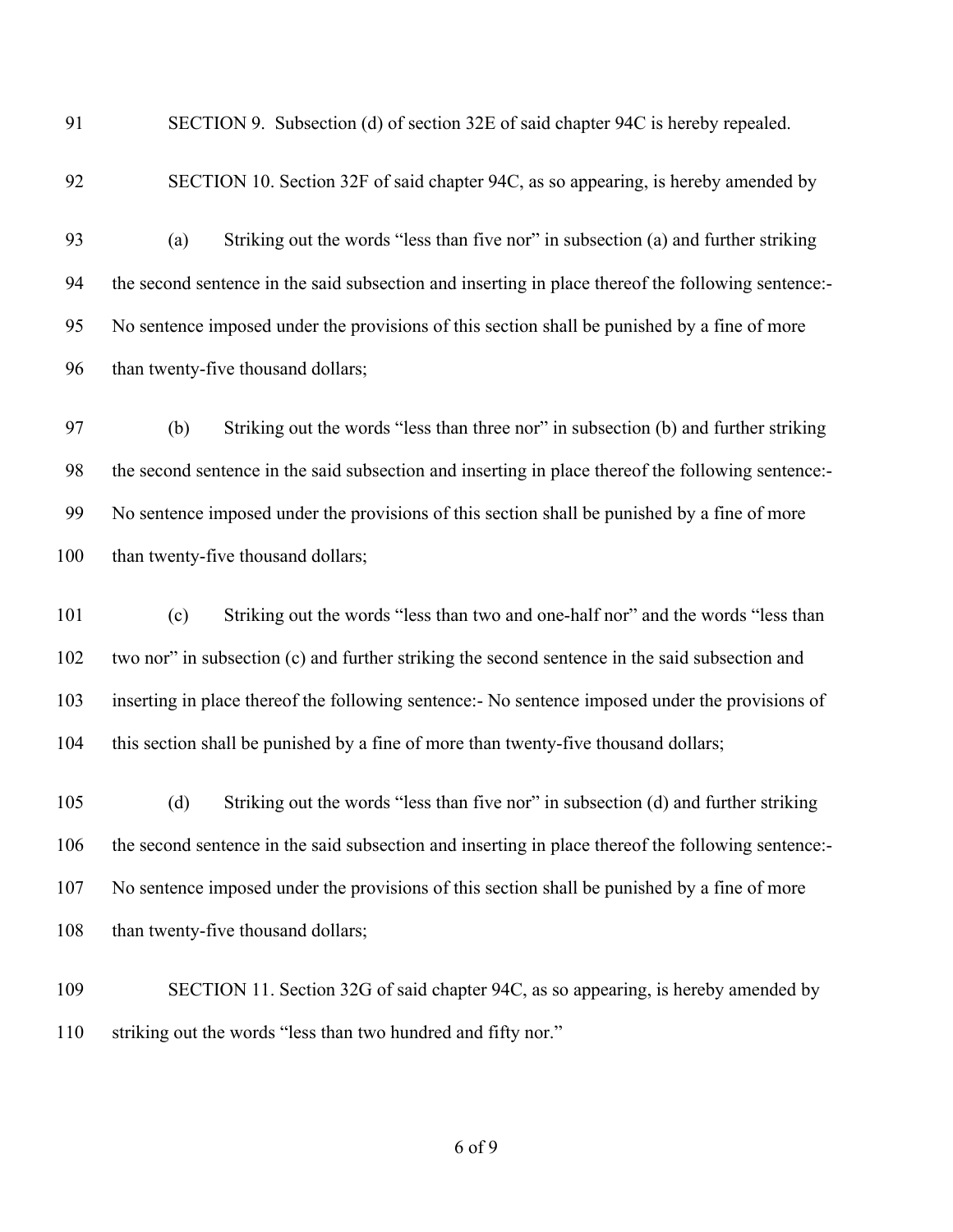SECTION 9. Subsection (d) of section 32E of said chapter 94C is hereby repealed.

SECTION 10. Section 32F of said chapter 94C, as so appearing, is hereby amended by

(a) Striking out the words "less than five nor" in subsection (a) and further striking the second sentence in the said subsection and inserting in place thereof the following sentence:- No sentence imposed under the provisions of this section shall be punished by a fine of more than twenty-five thousand dollars;

(b) Striking out the words "less than three nor" in subsection (b) and further striking the second sentence in the said subsection and inserting in place thereof the following sentence:- No sentence imposed under the provisions of this section shall be punished by a fine of more than twenty-five thousand dollars;

(c) Striking out the words "less than two and one-half nor" and the words "less than two nor" in subsection (c) and further striking the second sentence in the said subsection and inserting in place thereof the following sentence:- No sentence imposed under the provisions of this section shall be punished by a fine of more than twenty-five thousand dollars;

(d) Striking out the words "less than five nor" in subsection (d) and further striking the second sentence in the said subsection and inserting in place thereof the following sentence:- No sentence imposed under the provisions of this section shall be punished by a fine of more than twenty-five thousand dollars;

SECTION 11. Section 32G of said chapter 94C, as so appearing, is hereby amended by striking out the words "less than two hundred and fifty nor."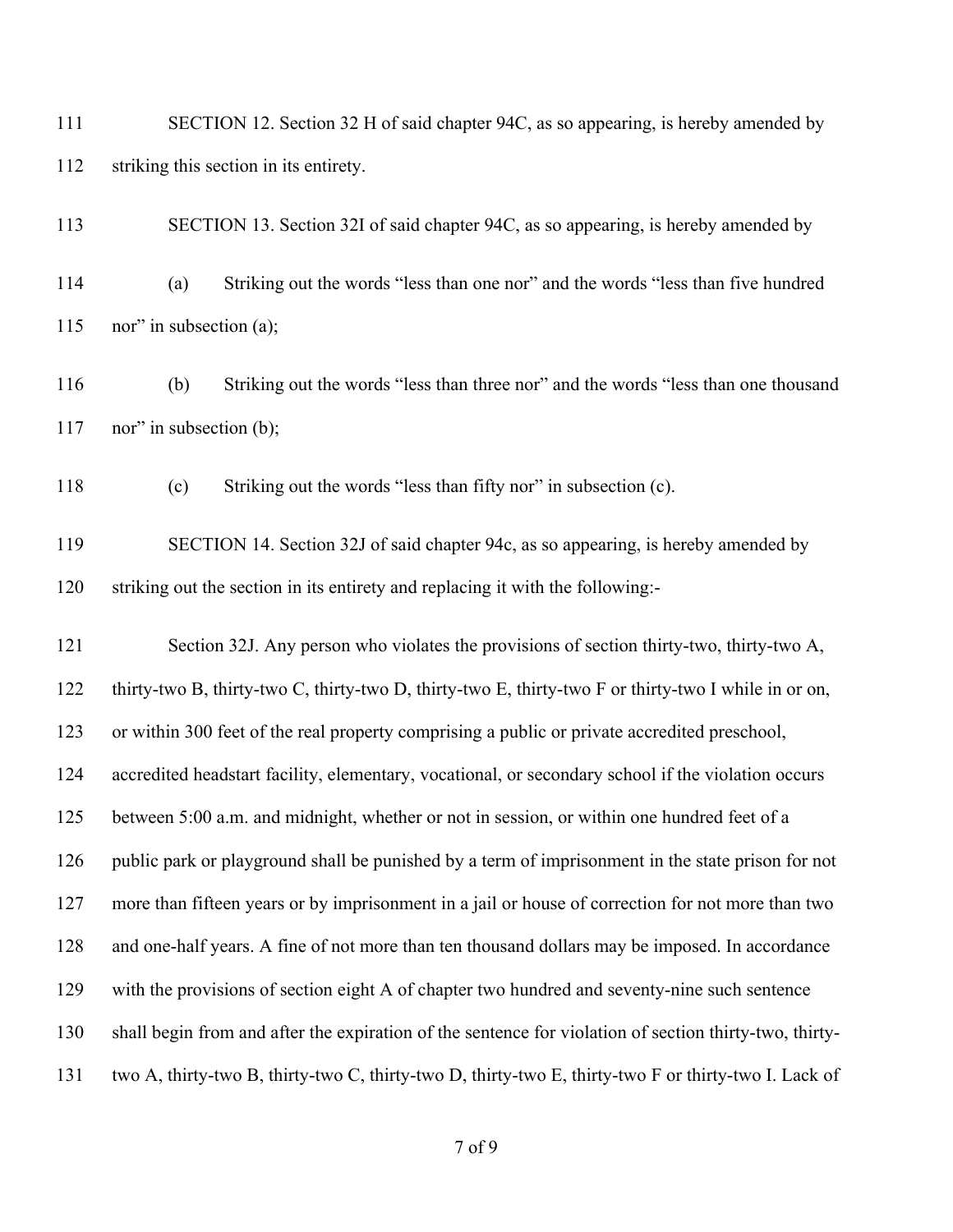SECTION 12. Section 32 H of said chapter 94C, as so appearing, is hereby amended by striking this section in its entirety.

SECTION 13. Section 32I of said chapter 94C, as so appearing, is hereby amended by

(a) Striking out the words "less than one nor" and the words "less than five hundred nor" in subsection (a);

(b) Striking out the words "less than three nor" and the words "less than one thousand nor" in subsection (b);

(c) Striking out the words "less than fifty nor" in subsection (c).

SECTION 14. Section 32J of said chapter 94c, as so appearing, is hereby amended by striking out the section in its entirety and replacing it with the following:-

Section 32J. Any person who violates the provisions of section thirty-two, thirty-two A, thirty-two B, thirty-two C, thirty-two D, thirty-two E, thirty-two F or thirty-two I while in or on, or within 300 feet of the real property comprising a public or private accredited preschool, accredited headstart facility, elementary, vocational, or secondary school if the violation occurs between 5:00 a.m. and midnight, whether or not in session, or within one hundred feet of a public park or playground shall be punished by a term of imprisonment in the state prison for not more than fifteen years or by imprisonment in a jail or house of correction for not more than two and one-half years. A fine of not more than ten thousand dollars may be imposed. In accordance with the provisions of section eight A of chapter two hundred and seventy-nine such sentence shall begin from and after the expiration of the sentence for violation of section thirty-two, thirty-two A, thirty-two B, thirty-two C, thirty-two D, thirty-two E, thirty-two F or thirty-two I. Lack of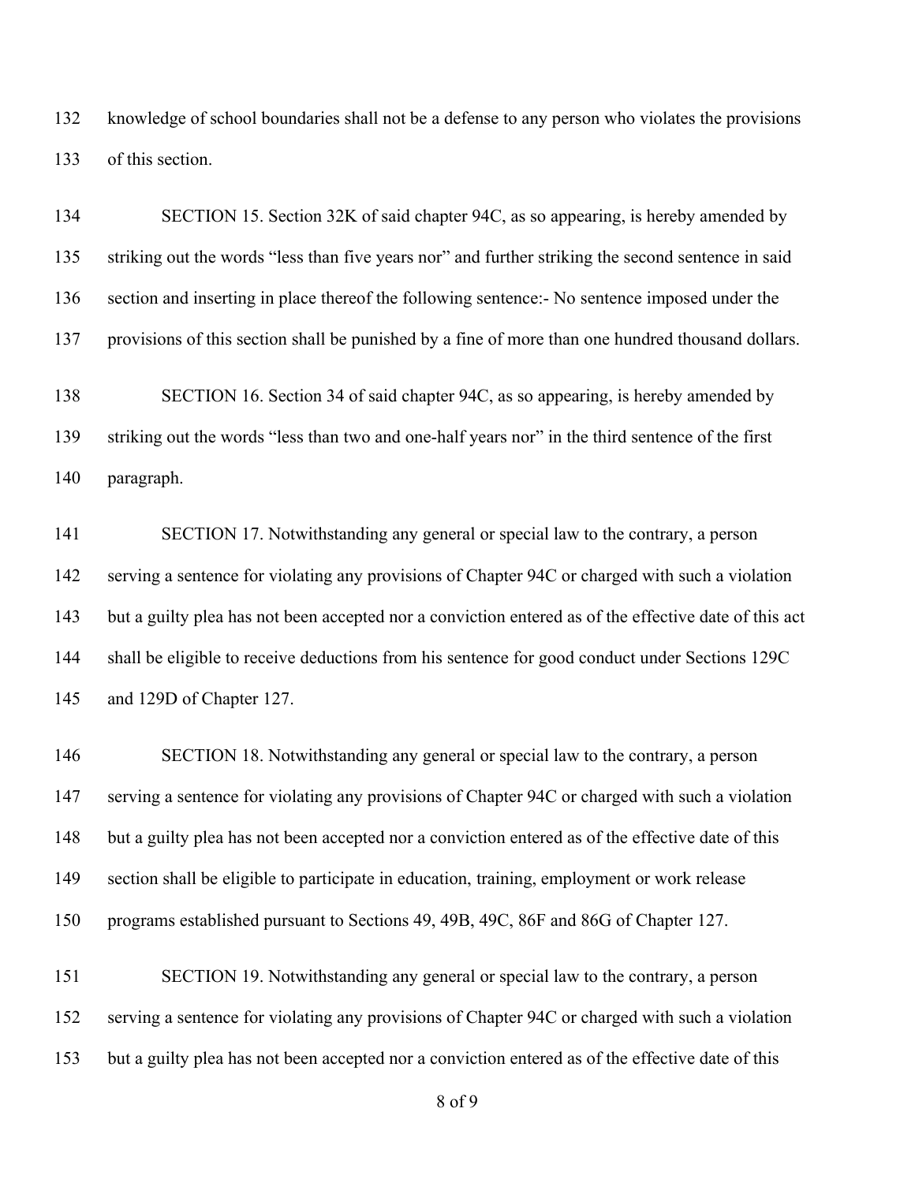knowledge of school boundaries shall not be a defense to any person who violates the provisions of this section.

SECTION 15. Section 32K of said chapter 94C, as so appearing, is hereby amended by striking out the words "less than five years nor" and further striking the second sentence in said section and inserting in place thereof the following sentence:- No sentence imposed under the provisions of this section shall be punished by a fine of more than one hundred thousand dollars.

SECTION 16. Section 34 of said chapter 94C, as so appearing, is hereby amended by striking out the words "less than two and one-half years nor" in the third sentence of the first paragraph.

SECTION 17. Notwithstanding any general or special law to the contrary, a person serving a sentence for violating any provisions of Chapter 94C or charged with such a violation but a guilty plea has not been accepted nor a conviction entered as of the effective date of this act shall be eligible to receive deductions from his sentence for good conduct under Sections 129C and 129D of Chapter 127.

SECTION 18. Notwithstanding any general or special law to the contrary, a person serving a sentence for violating any provisions of Chapter 94C or charged with such a violation but a guilty plea has not been accepted nor a conviction entered as of the effective date of this section shall be eligible to participate in education, training, employment or work release programs established pursuant to Sections 49, 49B, 49C, 86F and 86G of Chapter 127.

SECTION 19. Notwithstanding any general or special law to the contrary, a person serving a sentence for violating any provisions of Chapter 94C or charged with such a violation but a guilty plea has not been accepted nor a conviction entered as of the effective date of this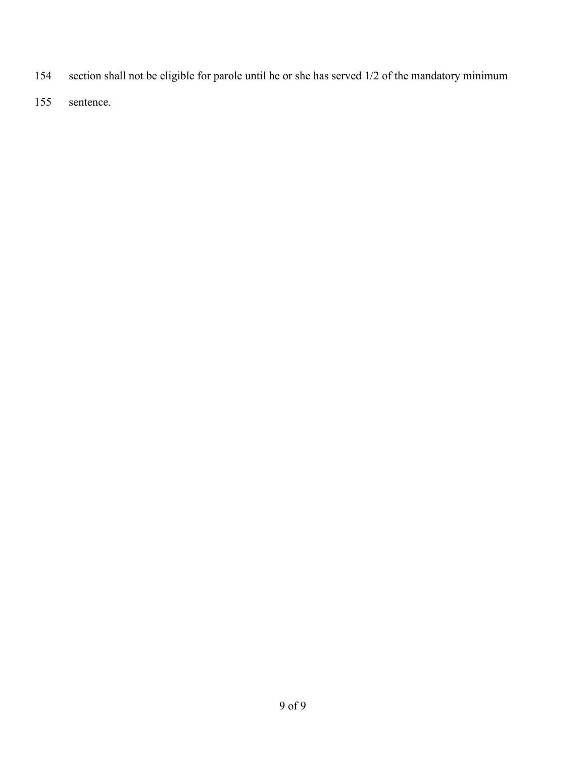154 section shall not be eligible for parole until he or she has served 1/2 of the mandatory minimum

155 sentence.